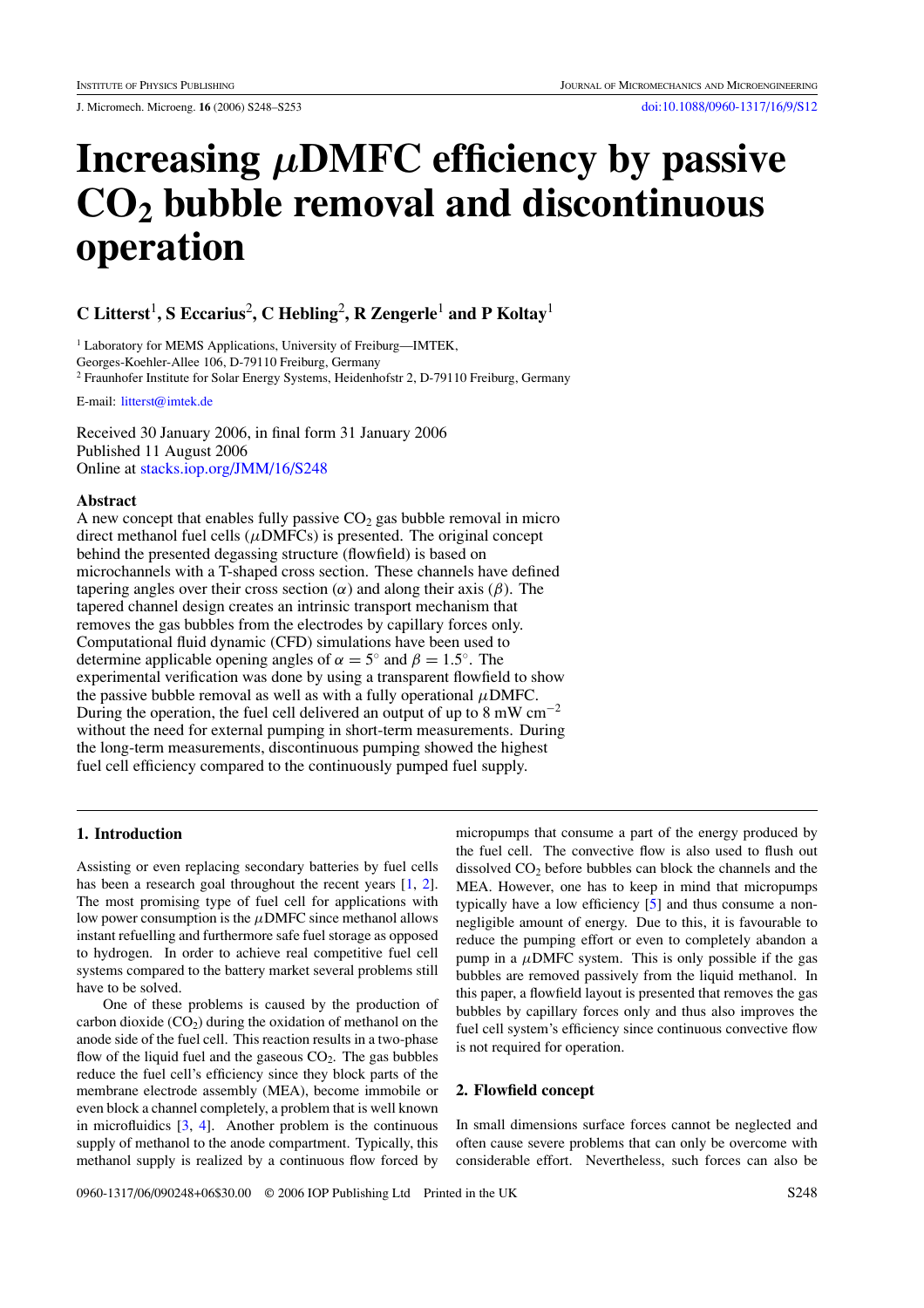# Increasing $\mu$DMFC efficiency by passive $CO_2$ bubble removal and discontinuous operation

**C Litterst[1], S Eccarius[2], C Hebling[2], R Zengerle[1] and P Koltay[1]**

[1] Laboratory for MEMS Applications, University of Freiburg—IMTEK, Georges-Koehler-Allee 106, D-79110 Freiburg, Germany

[2] Fraunhofer Institute for Solar Energy Systems, Heidenhofstr 2, D-79110 Freiburg, Germany

E-mail: litterst@imtek.de

Received 30 January 2006, in final form 31 January 2006
Published 11 August 2006
Online at stacks.iop.org/JMM/16/S248

### Abstract

A new concept that enables fully passive $CO_2$ gas bubble removal in micro direct methanol fuel cells ($\mu$DMFCs) is presented. The original concept behind the presented degassing structure (flowfield) is based on microchannels with a T-shaped cross section. These channels have defined tapering angles over their cross section ($\alpha$) and along their axis ($\beta$). The tapered channel design creates an intrinsic transport mechanism that removes the gas bubbles from the electrodes by capillary forces only. Computational fluid dynamic (CFD) simulations have been used to determine applicable opening angles of $\alpha = 5^\circ$ and $\beta = 1.5^\circ$. The experimental verification was done by using a transparent flowfield to show the passive bubble removal as well as with a fully operational $\mu$DMFC. During the operation, the fuel cell delivered an output of up to 8 mW cm$^{-2}$ without the need for external pumping in short-term measurements. During the long-term measurements, discontinuous pumping showed the highest fuel cell efficiency compared to the continuously pumped fuel supply.

## 1. Introduction

Assisting or even replacing secondary batteries by fuel cells has been a research goal throughout the recent years [1, 2]. The most promising type of fuel cell for applications with low power consumption is the $\mu$DMFC since methanol allows instant refuelling and furthermore safe fuel storage as opposed to hydrogen. In order to achieve real competitive fuel cell systems compared to the battery market several problems still have to be solved.

One of these problems is caused by the production of carbon dioxide ($CO_2$) during the oxidation of methanol on the anode side of the fuel cell. This reaction results in a two-phase flow of the liquid fuel and the gaseous $CO_2$. The gas bubbles reduce the fuel cell's efficiency since they block parts of the membrane electrode assembly (MEA), become immobile or even block a channel completely, a problem that is well known in microfluidics [3, 4]. Another problem is the continuous supply of methanol to the anode compartment. Typically, this methanol supply is realized by a continuous flow forced by micropumps that consume a part of the energy produced by the fuel cell. The convective flow is also used to flush out dissolved $CO_2$ before bubbles can block the channels and the MEA. However, one has to keep in mind that micropumps typically have a low efficiency [5] and thus consume a non-negligible amount of energy. Due to this, it is favourable to reduce the pumping effort or even to completely abandon a pump in a $\mu$DMFC system. This is only possible if the gas bubbles are removed passively from the liquid methanol. In this paper, a flowfield layout is presented that removes the gas bubbles by capillary forces only and thus also improves the fuel cell system's efficiency since continuous convective flow is not required for operation.

## 2. Flowfield concept

In small dimensions surface forces cannot be neglected and often cause severe problems that can only be overcome with considerable effort. Nevertheless, such forces can also be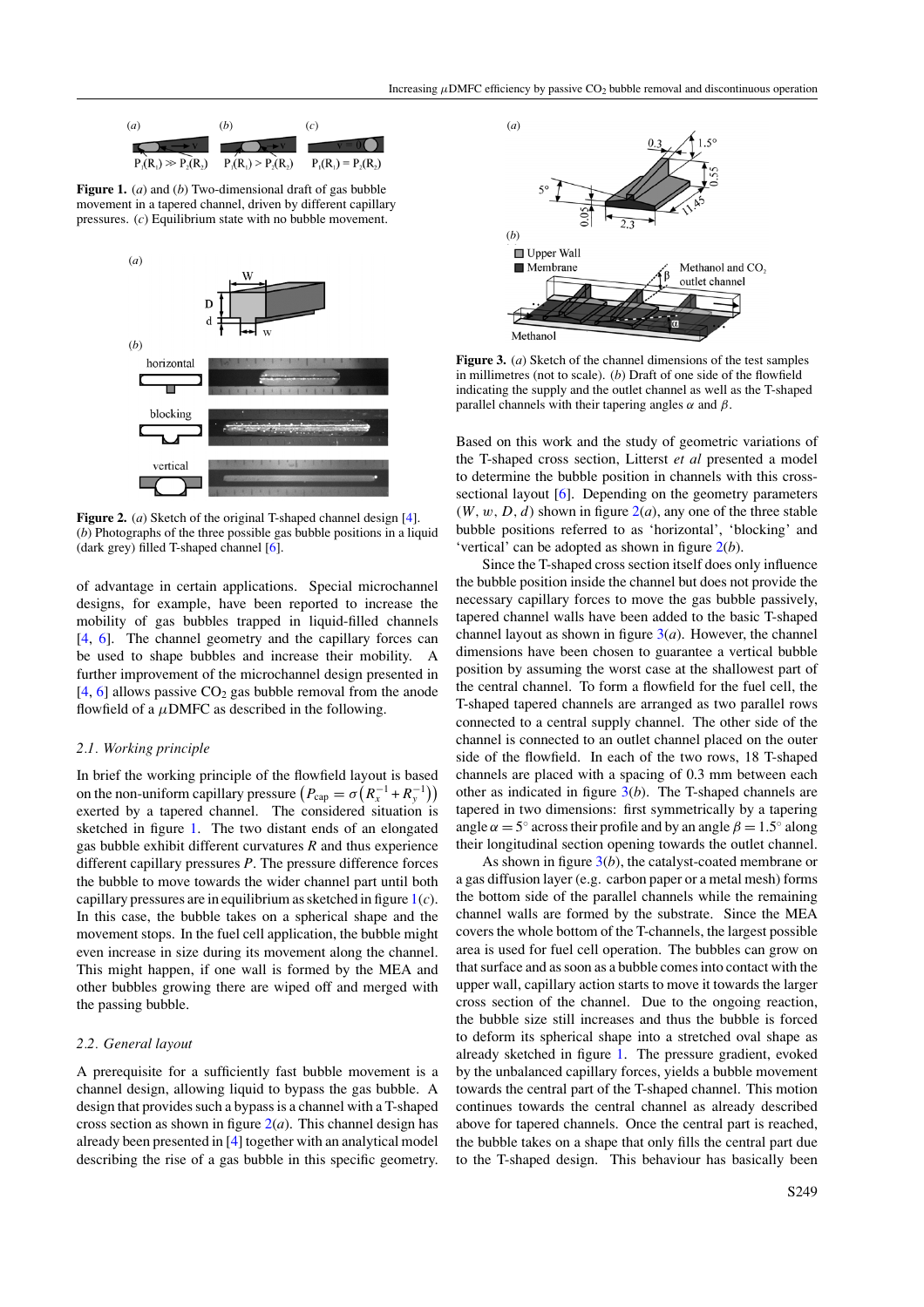Figure 1. (*a*) and (*b*) Two-dimensional draft of gas bubble movement in a tapered channel, driven by different capillary pressures. (*c*) Equilibrium state with no bubble movement.

Figure 2. (*a*) Sketch of the original T-shaped channel design [4]. (*b*) Photographs of the three possible gas bubble positions in a liquid (dark grey) filled T-shaped channel [6].

of advantage in certain applications. Special microchannel designs, for example, have been reported to increase the mobility of gas bubbles trapped in liquid-filled channels [4, 6]. The channel geometry and the capillary forces can be used to shape bubbles and increase their mobility. A further improvement of the microchannel design presented in [4, 6] allows passive $CO_2$ gas bubble removal from the anode flowfield of a $\mu$DMFC as described in the following.

### 2.1. Working principle

In brief the working principle of the flowfield layout is based on the non-uniform capillary pressure $\left(P_{\text{cap}} = \sigma\left(R_x^{-1} + R_y^{-1}\right)\right)$ exerted by a tapered channel. The considered situation is sketched in figure 1. The two distant ends of an elongated gas bubble exhibit different curvatures $R$ and thus experience different capillary pressures $P$. The pressure difference forces the bubble to move towards the wider channel part until both capillary pressures are in equilibrium as sketched in figure 1(*c*). In this case, the bubble takes on a spherical shape and the movement stops. In the fuel cell application, the bubble might even increase in size during its movement along the channel. This might happen, if one wall is formed by the MEA and other bubbles growing there are wiped off and merged with the passing bubble.

### 2.2. General layout

A prerequisite for a sufficiently fast bubble movement is a channel design, allowing liquid to bypass the gas bubble. A design that provides such a bypass is a channel with a T-shaped cross section as shown in figure 2(*a*). This channel design has already been presented in [4] together with an analytical model describing the rise of a gas bubble in this specific geometry.

Figure 3. (*a*) Sketch of the channel dimensions of the test samples in millimetres (not to scale). (*b*) Draft of one side of the flowfield indicating the supply and the outlet channel as well as the T-shaped parallel channels with their tapering angles $\alpha$ and $\beta$.

Based on this work and the study of geometric variations of the T-shaped cross section, Litterst *et al* presented a model to determine the bubble position in channels with this cross-sectional layout [6]. Depending on the geometry parameters ($W$, $w$, $D$, $d$) shown in figure 2(*a*), any one of the three stable bubble positions referred to as 'horizontal', 'blocking' and 'vertical' can be adopted as shown in figure 2(*b*).

Since the T-shaped cross section itself does only influence the bubble position inside the channel but does not provide the necessary capillary forces to move the gas bubble passively, tapered channel walls have been added to the basic T-shaped channel layout as shown in figure 3(*a*). However, the channel dimensions have been chosen to guarantee a vertical bubble position by assuming the worst case at the shallowest part of the central channel. To form a flowfield for the fuel cell, the T-shaped tapered channels are arranged as two parallel rows connected to a central supply channel. The other side of the channel is connected to an outlet channel placed on the outer side of the flowfield. In each of the two rows, 18 T-shaped channels are placed with a spacing of 0.3 mm between each other as indicated in figure 3(*b*). The T-shaped channels are tapered in two dimensions: first symmetrically by a tapering angle $\alpha = 5°$ across their profile and by an angle $\beta = 1.5°$ along their longitudinal section opening towards the outlet channel.

As shown in figure 3(*b*), the catalyst-coated membrane or a gas diffusion layer (e.g. carbon paper or a metal mesh) forms the bottom side of the parallel channels while the remaining channel walls are formed by the substrate. Since the MEA covers the whole bottom of the T-channels, the largest possible area is used for fuel cell operation. The bubbles can grow on that surface and as soon as a bubble comes into contact with the upper wall, capillary action starts to move it towards the larger cross section of the channel. Due to the ongoing reaction, the bubble size still increases and thus the bubble is forced to deform its spherical shape into a stretched oval shape as already sketched in figure 1. The pressure gradient, evoked by the unbalanced capillary forces, yields a bubble movement towards the central part of the T-shaped channel. This motion continues towards the central channel as already described above for tapered channels. Once the central part is reached, the bubble takes on a shape that only fills the central part due to the T-shaped design. This behaviour has basically been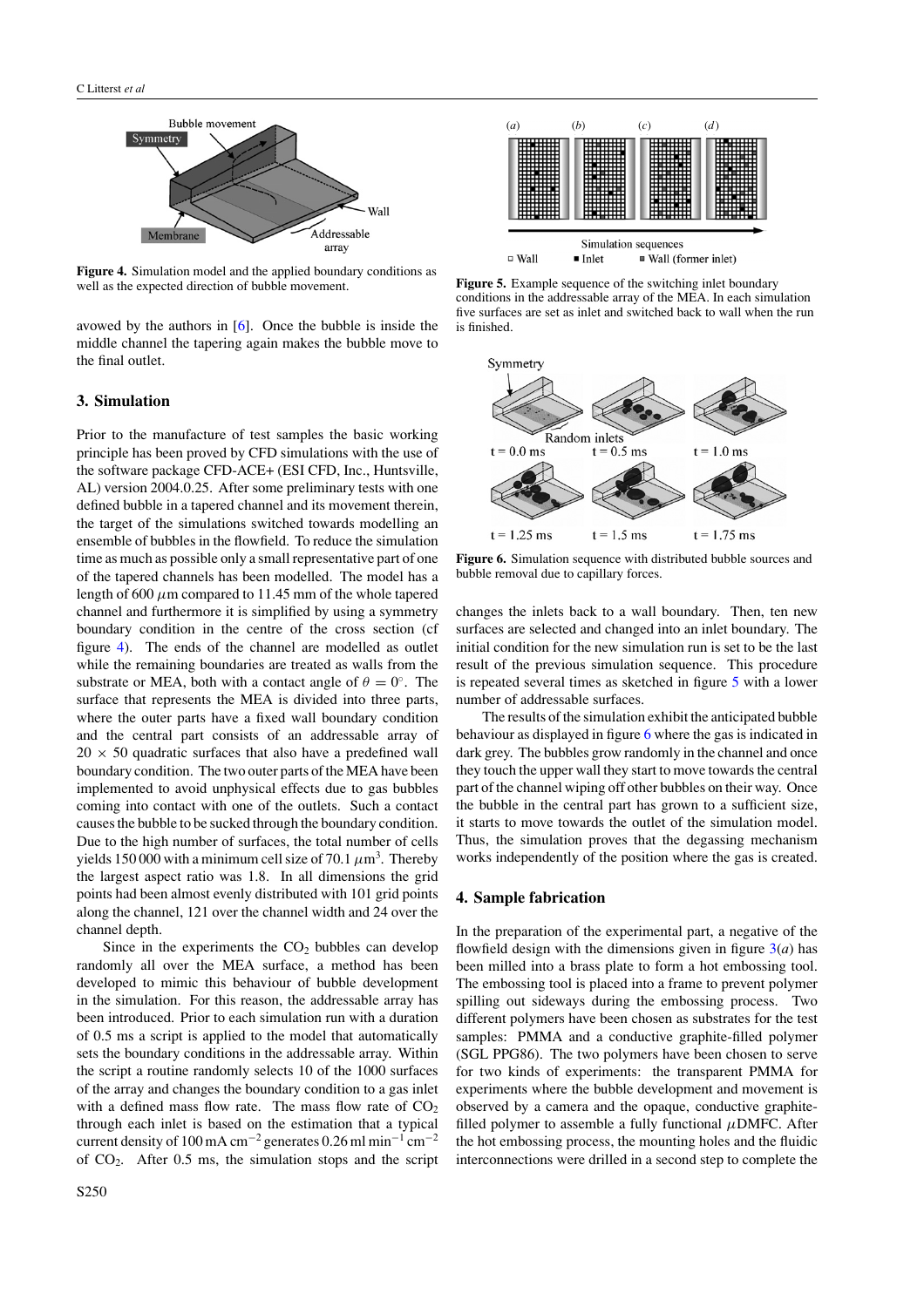Figure 4. Simulation model and the applied boundary conditions as well as the expected direction of bubble movement.

avowed by the authors in [6]. Once the bubble is inside the middle channel the tapering again makes the bubble move to the final outlet.

## 3. Simulation

Prior to the manufacture of test samples the basic working principle has been proved by CFD simulations with the use of the software package CFD-ACE+ (ESI CFD, Inc., Huntsville, AL) version 2004.0.25. After some preliminary tests with one defined bubble in a tapered channel and its movement therein, the target of the simulations switched towards modelling an ensemble of bubbles in the flowfield. To reduce the simulation time as much as possible only a small representative part of one of the tapered channels has been modelled. The model has a length of 600 $\mu$m compared to 11.45 mm of the whole tapered channel and furthermore it is simplified by using a symmetry boundary condition in the centre of the cross section (cf figure 4). The ends of the channel are modelled as outlet while the remaining boundaries are treated as walls from the substrate or MEA, both with a contact angle of $\theta = 0^\circ$. The surface that represents the MEA is divided into three parts, where the outer parts have a fixed wall boundary condition and the central part consists of an addressable array of $20 \times 50$ quadratic surfaces that also have a predefined wall boundary condition. The two outer parts of the MEA have been implemented to avoid unphysical effects due to gas bubbles coming into contact with one of the outlets. Such a contact causes the bubble to be sucked through the boundary condition. Due to the high number of surfaces, the total number of cells yields 150 000 with a minimum cell size of 70.1 $\mu m^3$. Thereby the largest aspect ratio was 1.8. In all dimensions the grid points had been almost evenly distributed with 101 grid points along the channel, 121 over the channel width and 24 over the channel depth.

Since in the experiments the $CO_2$ bubbles can develop randomly all over the MEA surface, a method has been developed to mimic this behaviour of bubble development in the simulation. For this reason, the addressable array has been introduced. Prior to each simulation run with a duration of 0.5 ms a script is applied to the model that automatically sets the boundary conditions in the addressable array. Within the script a routine randomly selects 10 of the 1000 surfaces of the array and changes the boundary condition to a gas inlet with a defined mass flow rate. The mass flow rate of $CO_2$ through each inlet is based on the estimation that a typical current density of 100 mA cm$^{-2}$ generates 0.26 ml min$^{-1}$ cm$^{-2}$ of $CO_2$. After 0.5 ms, the simulation stops and the script changes the inlets back to a wall boundary. Then, ten new surfaces are selected and changed into an inlet boundary. The initial condition for the new simulation run is set to be the last result of the previous simulation sequence. This procedure is repeated several times as sketched in figure 5 with a lower number of addressable surfaces.

Figure 5. Example sequence of the switching inlet boundary conditions in the addressable array of the MEA. In each simulation five surfaces are set as inlet and switched back to wall when the run is finished.

Figure 6. Simulation sequence with distributed bubble sources and bubble removal due to capillary forces.

The results of the simulation exhibit the anticipated bubble behaviour as displayed in figure 6 where the gas is indicated in dark grey. The bubbles grow randomly in the channel and once they touch the upper wall they start to move towards the central part of the channel wiping off other bubbles on their way. Once the bubble in the central part has grown to a sufficient size, it starts to move towards the outlet of the simulation model. Thus, the simulation proves that the degassing mechanism works independently of the position where the gas is created.

## 4. Sample fabrication

In the preparation of the experimental part, a negative of the flowfield design with the dimensions given in figure 3(*a*) has been milled into a brass plate to form a hot embossing tool. The embossing tool is placed into a frame to prevent polymer spilling out sideways during the embossing process. Two different polymers have been chosen as substrates for the test samples: PMMA and a conductive graphite-filled polymer (SGL PPG86). The two polymers have been chosen to serve for two kinds of experiments: the transparent PMMA for experiments where the bubble development and movement is observed by a camera and the opaque, conductive graphite-filled polymer to assemble a fully functional $\mu$DMFC. After the hot embossing process, the mounting holes and the fluidic interconnections were drilled in a second step to complete the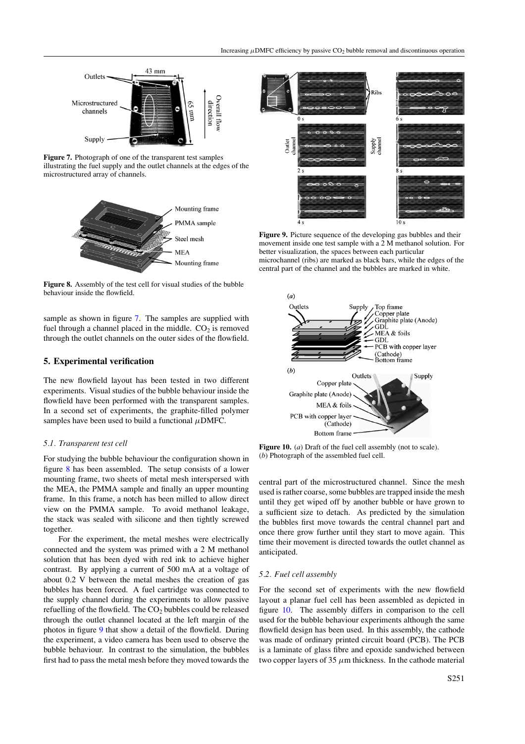Figure 7. Photograph of one of the transparent test samples illustrating the fuel supply and the outlet channels at the edges of the microstructured array of channels.

Figure 8. Assembly of the test cell for visual studies of the bubble behaviour inside the flowfield.

sample as shown in figure 7. The samples are supplied with fuel through a channel placed in the middle. $CO_2$ is removed through the outlet channels on the outer sides of the flowfield.

## 5. Experimental verification

The new flowfield layout has been tested in two different experiments. Visual studies of the bubble behaviour inside the flowfield have been performed with the transparent samples. In a second set of experiments, the graphite-filled polymer samples have been used to build a functional $\mu$DMFC.

### 5.1. Transparent test cell

For studying the bubble behaviour the configuration shown in figure 8 has been assembled. The setup consists of a lower mounting frame, two sheets of metal mesh interspersed with the MEA, the PMMA sample and finally an upper mounting frame. In this frame, a notch has been milled to allow direct view on the PMMA sample. To avoid methanol leakage, the stack was sealed with silicone and then tightly screwed together.

For the experiment, the metal meshes were electrically connected and the system was primed with a 2 M methanol solution that has been dyed with red ink to achieve higher contrast. By applying a current of 500 mA at a voltage of about 0.2 V between the metal meshes the creation of gas bubbles has been forced. A fuel cartridge was connected to the supply channel during the experiments to allow passive refuelling of the flowfield. The $CO_2$ bubbles could be released through the outlet channel located at the left margin of the photos in figure 9 that show a detail of the flowfield. During the experiment, a video camera has been used to observe the bubble behaviour. In contrast to the simulation, the bubbles first had to pass the metal mesh before they moved towards the central part of the microstructured channel. Since the mesh used is rather coarse, some bubbles are trapped inside the mesh until they get wiped off by another bubble or have grown to a sufficient size to detach. As predicted by the simulation the bubbles first move towards the central channel part and once there grow further until they start to move again. This time their movement is directed towards the outlet channel as anticipated.

Figure 9. Picture sequence of the developing gas bubbles and their movement inside one test sample with a 2 M methanol solution. For better visualization, the spaces between each particular microchannel (ribs) are marked as black bars, while the edges of the central part of the channel and the bubbles are marked in white.

Figure 10. (*a*) Draft of the fuel cell assembly (not to scale). (*b*) Photograph of the assembled fuel cell.

### 5.2. Fuel cell assembly

For the second set of experiments with the new flowfield layout a planar fuel cell has been assembled as depicted in figure 10. The assembly differs in comparison to the cell used for the bubble behaviour experiments although the same flowfield design has been used. In this assembly, the cathode was made of ordinary printed circuit board (PCB). The PCB is a laminate of glass fibre and epoxide sandwiched between two copper layers of 35 $\mu$m thickness. In the cathode material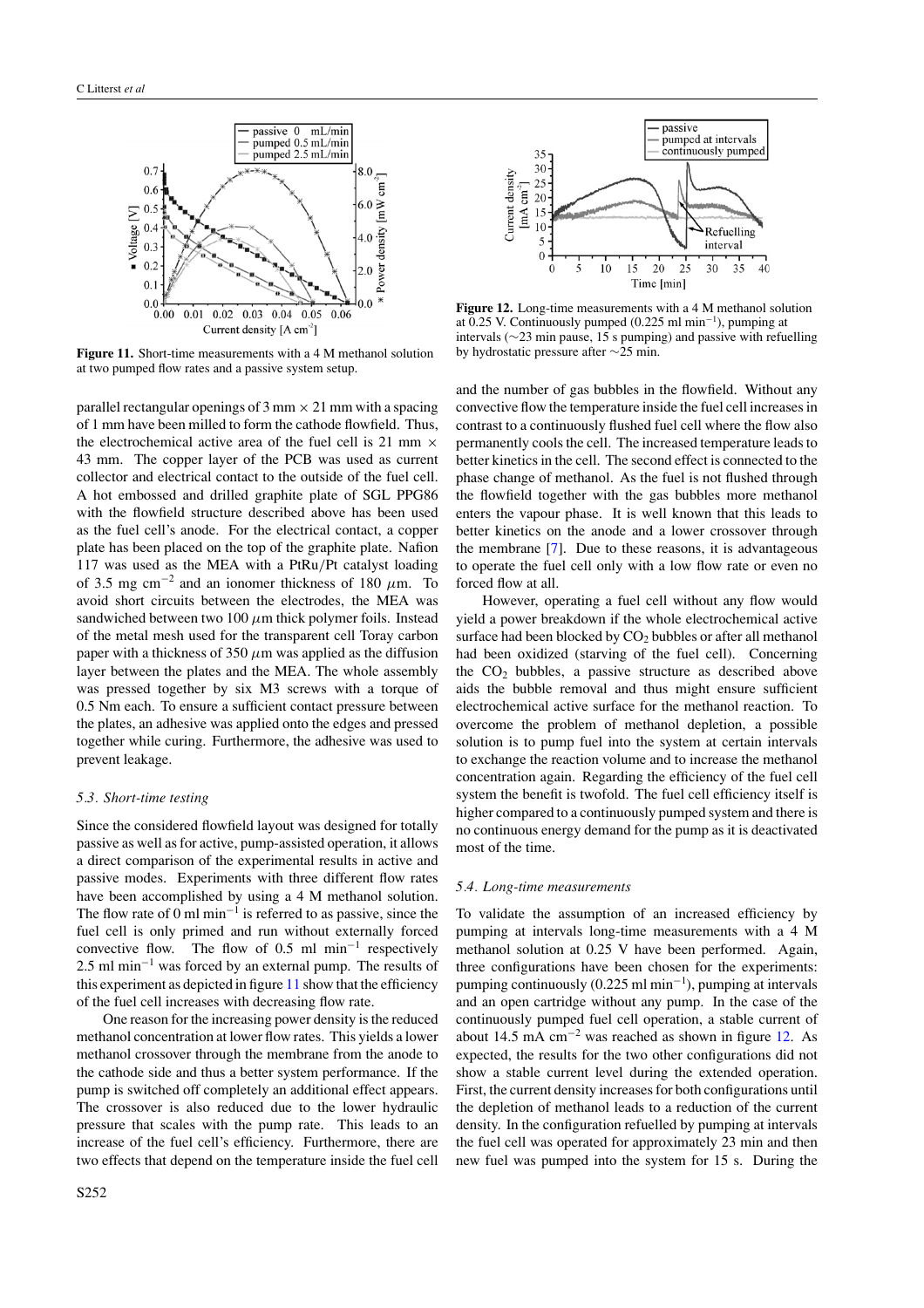**Figure 11.** Short-time measurements with a 4 M methanol solution at two pumped flow rates and a passive system setup.

**Figure 12.** Long-time measurements with a 4 M methanol solution at 0.25 V. Continuously pumped (0.225 ml min$^{-1}$), pumping at intervals (∼23 min pause, 15 s pumping) and passive with refuelling by hydrostatic pressure after ∼25 min.

parallel rectangular openings of 3 mm × 21 mm with a spacing of 1 mm have been milled to form the cathode flowfield. Thus, the electrochemical active area of the fuel cell is 21 mm × 43 mm. The copper layer of the PCB was used as current collector and electrical contact to the outside of the fuel cell. A hot embossed and drilled graphite plate of SGL PPG86 with the flowfield structure described above has been used as the fuel cell's anode. For the electrical contact, a copper plate has been placed on the top of the graphite plate. Nafion 117 was used as the MEA with a PtRu/Pt catalyst loading of 3.5 mg cm$^{-2}$ and an ionomer thickness of 180 $\mu$m. To avoid short circuits between the electrodes, the MEA was sandwiched between two 100 $\mu$m thick polymer foils. Instead of the metal mesh used for the transparent cell Toray carbon paper with a thickness of 350 $\mu$m was applied as the diffusion layer between the plates and the MEA. The whole assembly was pressed together by six M3 screws with a torque of 0.5 Nm each. To ensure a sufficient contact pressure between the plates, an adhesive was applied onto the edges and pressed together while curing. Furthermore, the adhesive was used to prevent leakage.

### *5.3. Short-time testing*

Since the considered flowfield layout was designed for totally passive as well as for active, pump-assisted operation, it allows a direct comparison of the experimental results in active and passive modes. Experiments with three different flow rates have been accomplished by using a 4 M methanol solution. The flow rate of 0 ml min$^{-1}$ is referred to as passive, since the fuel cell is only primed and run without externally forced convective flow. The flow of 0.5 ml min$^{-1}$ respectively 2.5 ml min$^{-1}$ was forced by an external pump. The results of this experiment as depicted in figure 11 show that the efficiency of the fuel cell increases with decreasing flow rate.

One reason for the increasing power density is the reduced methanol concentration at lower flow rates. This yields a lower methanol crossover through the membrane from the anode to the cathode side and thus a better system performance. If the pump is switched off completely an additional effect appears. The crossover is also reduced due to the lower hydraulic pressure that scales with the pump rate. This leads to an increase of the fuel cell's efficiency. Furthermore, there are two effects that depend on the temperature inside the fuel cell and the number of gas bubbles in the flowfield. Without any convective flow the temperature inside the fuel cell increases in contrast to a continuously flushed fuel cell where the flow also permanently cools the cell. The increased temperature leads to better kinetics in the cell. The second effect is connected to the phase change of methanol. As the fuel is not flushed through the flowfield together with the gas bubbles more methanol enters the vapour phase. It is well known that this leads to better kinetics on the anode and a lower crossover through the membrane [7]. Due to these reasons, it is advantageous to operate the fuel cell only with a low flow rate or even no forced flow at all.

However, operating a fuel cell without any flow would yield a power breakdown if the whole electrochemical active surface had been blocked by $CO_2$ bubbles or after all methanol had been oxidized (starving of the fuel cell). Concerning the $CO_2$ bubbles, a passive structure as described above aids the bubble removal and thus might ensure sufficient electrochemical active surface for the methanol reaction. To overcome the problem of methanol depletion, a possible solution is to pump fuel into the system at certain intervals to exchange the reaction volume and to increase the methanol concentration again. Regarding the efficiency of the fuel cell system the benefit is twofold. The fuel cell efficiency itself is higher compared to a continuously pumped system and there is no continuous energy demand for the pump as it is deactivated most of the time.

### *5.4. Long-time measurements*

To validate the assumption of an increased efficiency by pumping at intervals long-time measurements with a 4 M methanol solution at 0.25 V have been performed. Again, three configurations have been chosen for the experiments: pumping continuously (0.225 ml min$^{-1}$), pumping at intervals and an open cartridge without any pump. In the case of the continuously pumped fuel cell operation, a stable current of about 14.5 mA cm$^{-2}$ was reached as shown in figure 12. As expected, the results for the two other configurations did not show a stable current level during the extended operation. First, the current density increases for both configurations until the depletion of methanol leads to a reduction of the current density. In the configuration refuelled by pumping at intervals the fuel cell was operated for approximately 23 min and then new fuel was pumped into the system for 15 s. During the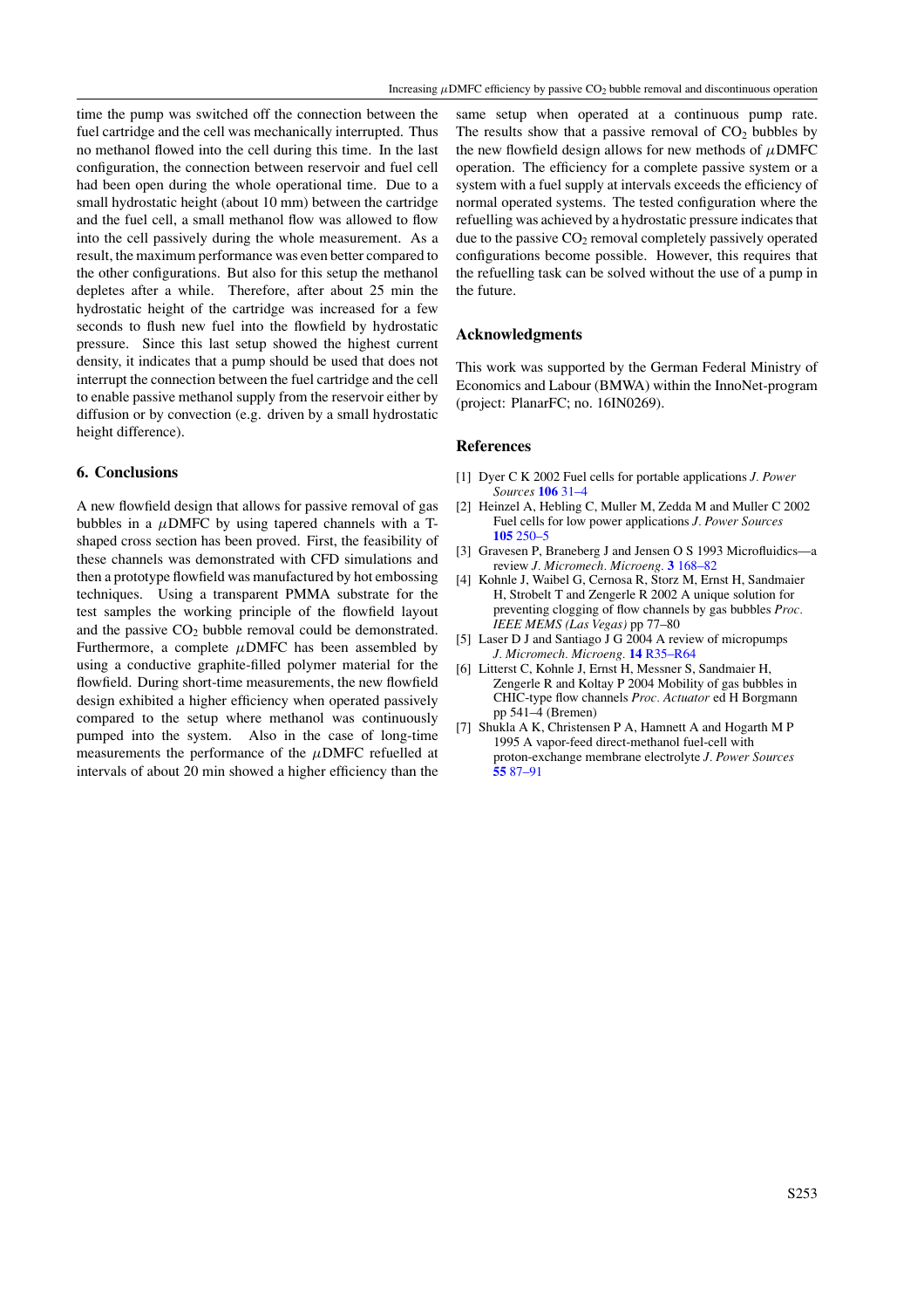time the pump was switched off the connection between the fuel cartridge and the cell was mechanically interrupted. Thus no methanol flowed into the cell during this time. In the last configuration, the connection between reservoir and fuel cell had been open during the whole operational time. Due to a small hydrostatic height (about 10 mm) between the cartridge and the fuel cell, a small methanol flow was allowed to flow into the cell passively during the whole measurement. As a result, the maximum performance was even better compared to the other configurations. But also for this setup the methanol depletes after a while. Therefore, after about 25 min the hydrostatic height of the cartridge was increased for a few seconds to flush new fuel into the flowfield by hydrostatic pressure. Since this last setup showed the highest current density, it indicates that a pump should be used that does not interrupt the connection between the fuel cartridge and the cell to enable passive methanol supply from the reservoir either by diffusion or by convection (e.g. driven by a small hydrostatic height difference).

## 6. Conclusions

A new flowfield design that allows for passive removal of gas bubbles in a $\mu$DMFC by using tapered channels with a T-shaped cross section has been proved. First, the feasibility of these channels was demonstrated with CFD simulations and then a prototype flowfield was manufactured by hot embossing techniques. Using a transparent PMMA substrate for the test samples the working principle of the flowfield layout and the passive $CO_2$ bubble removal could be demonstrated. Furthermore, a complete $\mu$DMFC has been assembled by using a conductive graphite-filled polymer material for the flowfield. During short-time measurements, the new flowfield design exhibited a higher efficiency when operated passively compared to the setup where methanol was continuously pumped into the system. Also in the case of long-time measurements the performance of the $\mu$DMFC refuelled at intervals of about 20 min showed a higher efficiency than the same setup when operated at a continuous pump rate. The results show that a passive removal of $CO_2$ bubbles by the new flowfield design allows for new methods of $\mu$DMFC operation. The efficiency for a complete passive system or a system with a fuel supply at intervals exceeds the efficiency of normal operated systems. The tested configuration where the refuelling was achieved by a hydrostatic pressure indicates that due to the passive $CO_2$ removal completely passively operated configurations become possible. However, this requires that the refuelling task can be solved without the use of a pump in the future.

## Acknowledgments

This work was supported by the German Federal Ministry of Economics and Labour (BMWA) within the InnoNet-program (project: PlanarFC; no. 16IN0269).

## References

[1] Dyer C K 2002 Fuel cells for portable applications *J. Power Sources* **106** 31–4

[2] Heinzel A, Hebling C, Muller M, Zedda M and Muller C 2002 Fuel cells for low power applications *J. Power Sources* **105** 250–5

[3] Gravesen P, Braneberg J and Jensen O S 1993 Microfluidics—a review *J. Micromech. Microeng.* **3** 168–82

[4] Kohnle J, Waibel G, Cernosa R, Storz M, Ernst H, Sandmaier H, Strobelt T and Zengerle R 2002 A unique solution for preventing clogging of flow channels by gas bubbles *Proc. IEEE MEMS (Las Vegas)* pp 77–80

[5] Laser D J and Santiago J G 2004 A review of micropumps *J. Micromech. Microeng.* **14** R35–R64

[6] Litterst C, Kohnle J, Ernst H, Messner S, Sandmaier H, Zengerle R and Koltay P 2004 Mobility of gas bubbles in CHIC-type flow channels *Proc. Actuator* ed H Borgmann pp 541–4 (Bremen)

[7] Shukla A K, Christensen P A, Hamnett A and Hogarth M P 1995 A vapor-feed direct-methanol fuel-cell with proton-exchange membrane electrolyte *J. Power Sources* **55** 87–91